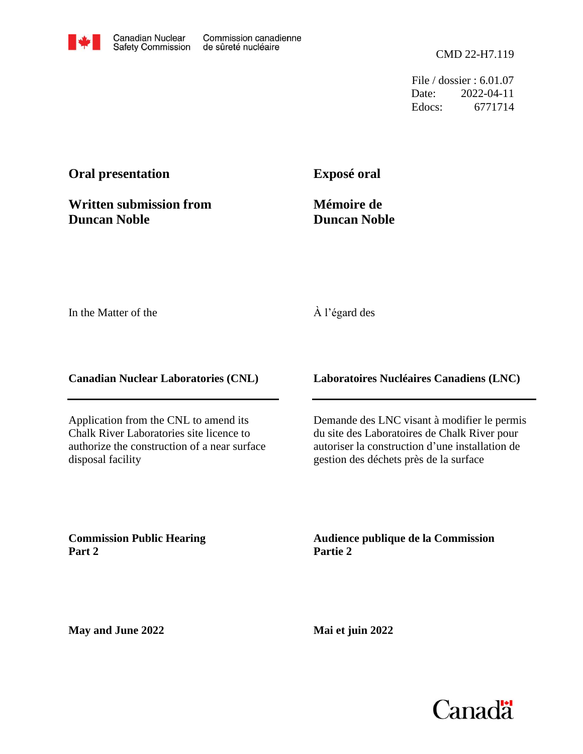Canadian Nuclear Safety Commission | Commission canadienne de sûreté nucléaire

CMD 22-H7.119

File / dossier : 6.01.07
Date: 2022-04-11
Edocs: 6771714

**Oral presentation**

**Written submission from Duncan Noble**

**Exposé oral**

**Mémoire de Duncan Noble**

In the Matter of the

À l'égard des

**Canadian Nuclear Laboratories (CNL)**

**Laboratoires Nucléaires Canadiens (LNC)**

Application from the CNL to amend its Chalk River Laboratories site licence to authorize the construction of a near surface disposal facility

Demande des LNC visant à modifier le permis du site des Laboratoires de Chalk River pour autoriser la construction d'une installation de gestion des déchets près de la surface

**Commission Public Hearing Part 2**

**Audience publique de la Commission Partie 2**

**May and June 2022**

**Mai et juin 2022**

Canada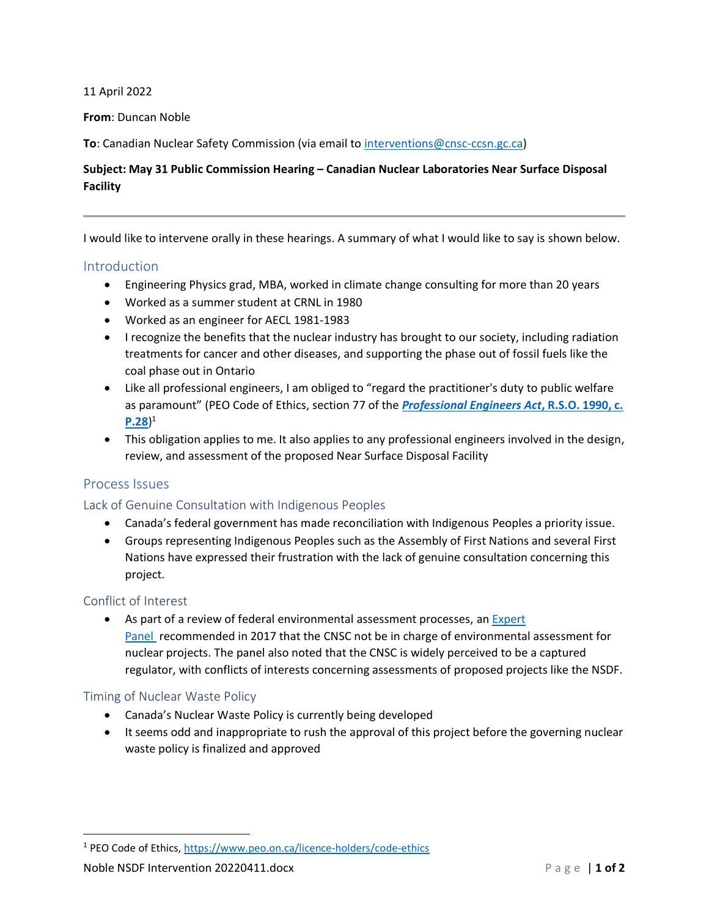11 April 2022

**From**: Duncan Noble

**To**: Canadian Nuclear Safety Commission (via email to interventions@cnsc-ccsn.gc.ca)

**Subject: May 31 Public Commission Hearing – Canadian Nuclear Laboratories Near Surface Disposal Facility**

---

I would like to intervene orally in these hearings. A summary of what I would like to say is shown below.

## Introduction

- Engineering Physics grad, MBA, worked in climate change consulting for more than 20 years
- Worked as a summer student at CRNL in 1980
- Worked as an engineer for AECL 1981-1983
- I recognize the benefits that the nuclear industry has brought to our society, including radiation treatments for cancer and other diseases, and supporting the phase out of fossil fuels like the coal phase out in Ontario
- Like all professional engineers, I am obliged to "regard the practitioner's duty to public welfare as paramount" (PEO Code of Ethics, section 77 of the ***Professional Engineers Act*, R.S.O. 1990, c. P.28**)[1]
- This obligation applies to me. It also applies to any professional engineers involved in the design, review, and assessment of the proposed Near Surface Disposal Facility

## Process Issues

### Lack of Genuine Consultation with Indigenous Peoples

- Canada's federal government has made reconciliation with Indigenous Peoples a priority issue.
- Groups representing Indigenous Peoples such as the Assembly of First Nations and several First Nations have expressed their frustration with the lack of genuine consultation concerning this project.

### Conflict of Interest

- As part of a review of federal environmental assessment processes, an Expert Panel recommended in 2017 that the CNSC not be in charge of environmental assessment for nuclear projects. The panel also noted that the CNSC is widely perceived to be a captured regulator, with conflicts of interests concerning assessments of proposed projects like the NSDF.

### Timing of Nuclear Waste Policy

- Canada's Nuclear Waste Policy is currently being developed
- It seems odd and inappropriate to rush the approval of this project before the governing nuclear waste policy is finalized and approved

---

[1] PEO Code of Ethics, https://www.peo.on.ca/licence-holders/code-ethics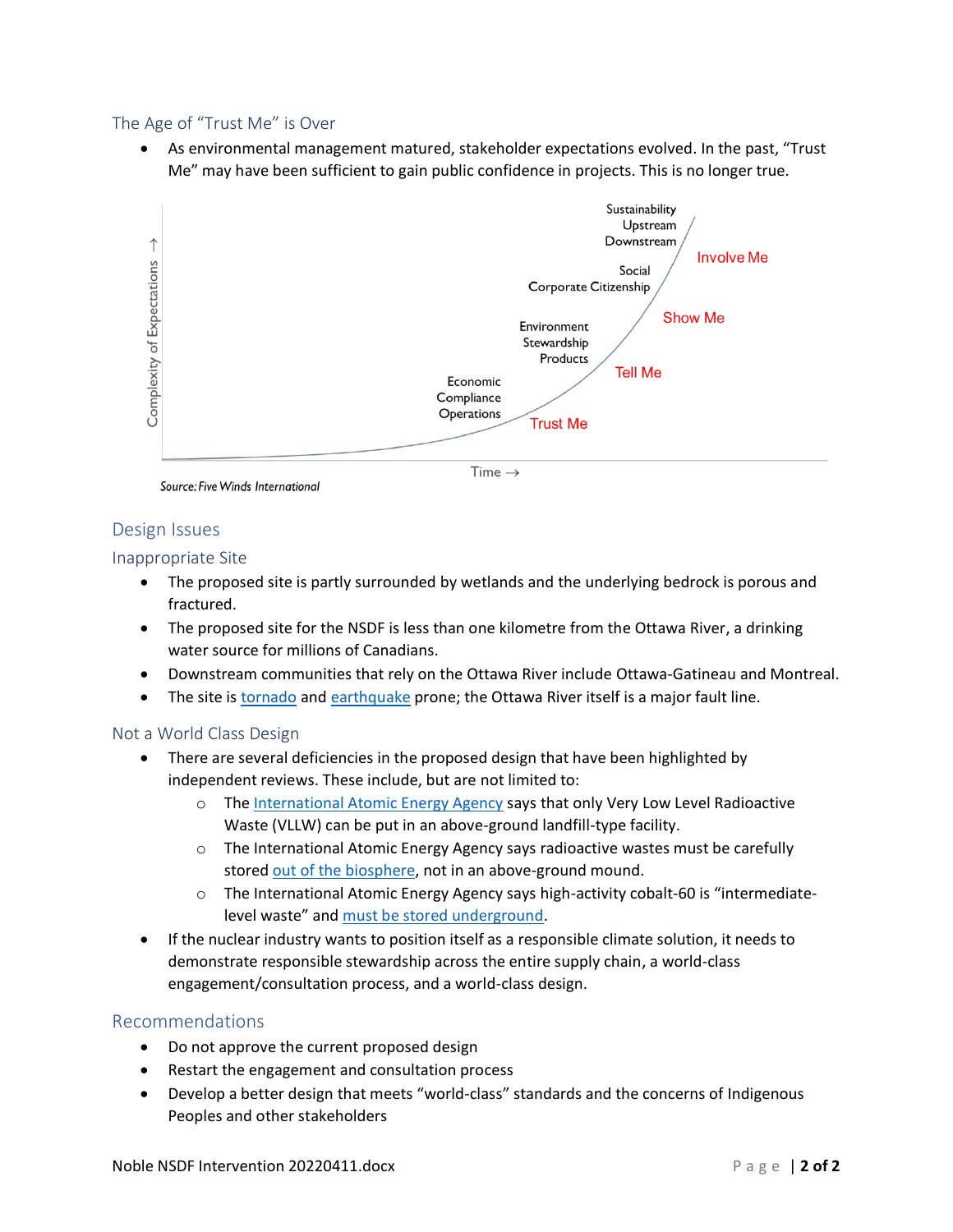## The Age of "Trust Me" is Over

- As environmental management matured, stakeholder expectations evolved. In the past, "Trust Me" may have been sufficient to gain public confidence in projects. This is no longer true.

Complexity of Expectations →

Time →

Economic
Compliance
Operations

Trust Me

Environment
Stewardship
Products

Tell Me

Social
Corporate Citizenship

Show Me

Sustainability
Upstream
Downstream

Involve Me

*Source: Five Winds International*

## Design Issues

### Inappropriate Site

- The proposed site is partly surrounded by wetlands and the underlying bedrock is porous and fractured.
- The proposed site for the NSDF is less than one kilometre from the Ottawa River, a drinking water source for millions of Canadians.
- Downstream communities that rely on the Ottawa River include Ottawa-Gatineau and Montreal.
- The site is tornado and earthquake prone; the Ottawa River itself is a major fault line.

### Not a World Class Design

- There are several deficiencies in the proposed design that have been highlighted by independent reviews. These include, but are not limited to:
  - The International Atomic Energy Agency says that only Very Low Level Radioactive Waste (VLLW) can be put in an above-ground landfill-type facility.
  - The International Atomic Energy Agency says radioactive wastes must be carefully stored out of the biosphere, not in an above-ground mound.
  - The International Atomic Energy Agency says high-activity cobalt-60 is "intermediate-level waste" and must be stored underground.
- If the nuclear industry wants to position itself as a responsible climate solution, it needs to demonstrate responsible stewardship across the entire supply chain, a world-class engagement/consultation process, and a world-class design.

## Recommendations

- Do not approve the current proposed design
- Restart the engagement and consultation process
- Develop a better design that meets "world-class" standards and the concerns of Indigenous Peoples and other stakeholders